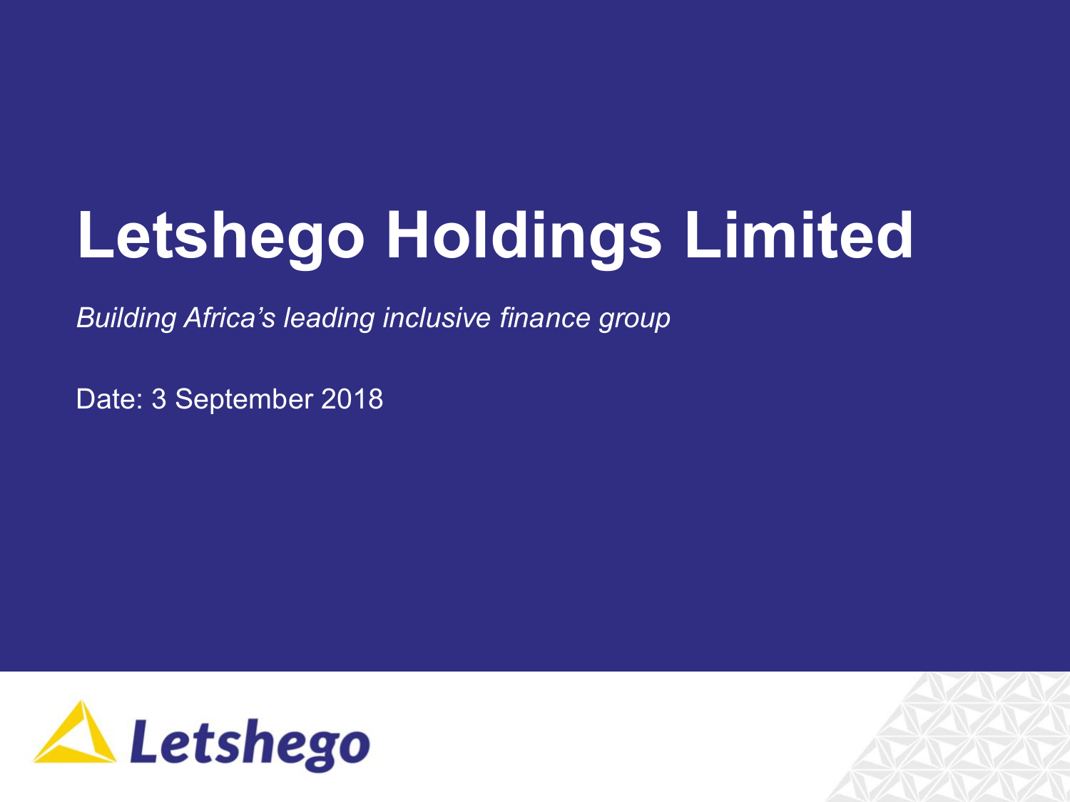# Letshego Holdings Limited

*Building Africa's leading inclusive finance group*

Date: 3 September 2018

Letshego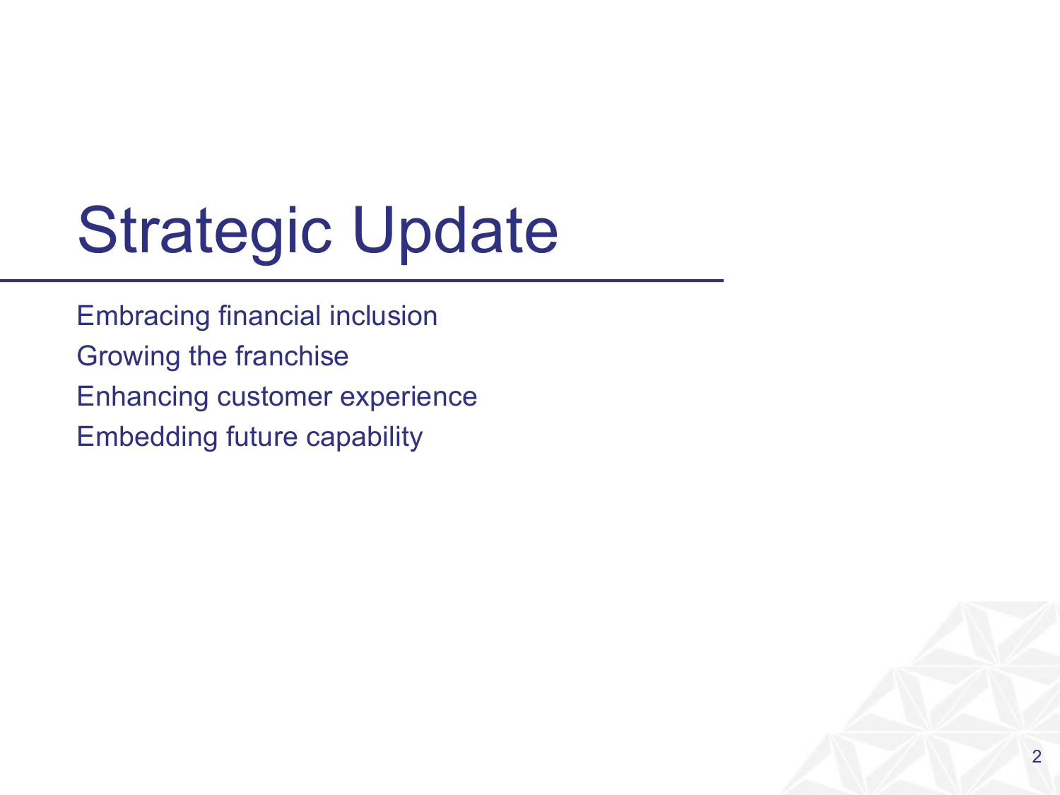# Strategic Update

Embracing financial inclusion
Growing the franchise
Enhancing customer experience
Embedding future capability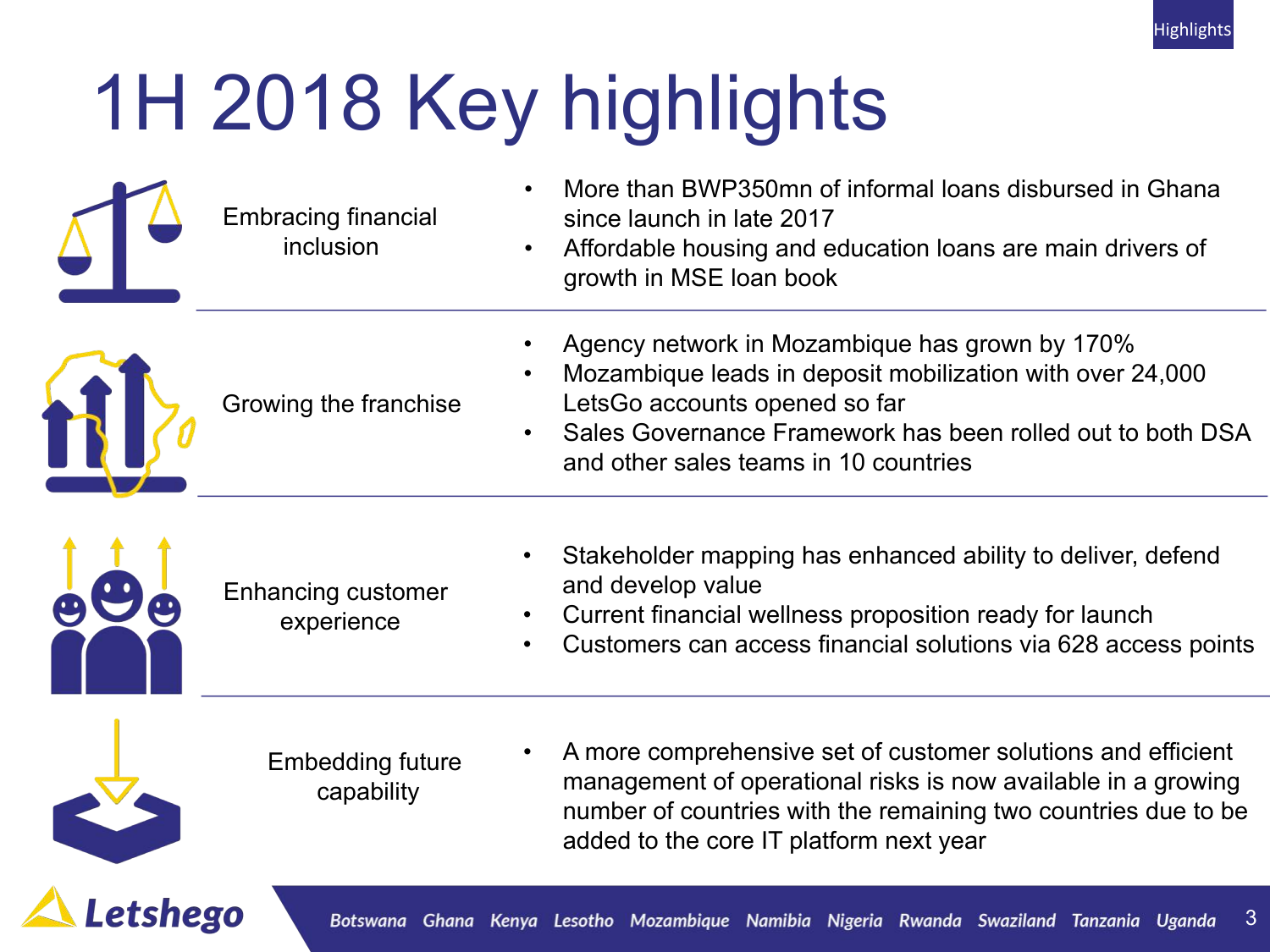# 1H 2018 Key highlights

| | |
|---|---|
| **Embracing financial inclusion** | • More than BWP350mn of informal loans disbursed in Ghana since launch in late 2017<br>• Affordable housing and education loans are main drivers of growth in MSE loan book |
| **Growing the franchise** | • Agency network in Mozambique has grown by 170%<br>• Mozambique leads in deposit mobilization with over 24,000 LetsGo accounts opened so far<br>• Sales Governance Framework has been rolled out to both DSA and other sales teams in 10 countries |
| **Enhancing customer experience** | • Stakeholder mapping has enhanced ability to deliver, defend and develop value<br>• Current financial wellness proposition ready for launch<br>• Customers can access financial solutions via 628 access points |
| **Embedding future capability** | • A more comprehensive set of customer solutions and efficient management of operational risks is now available in a growing number of countries with the remaining two countries due to be added to the core IT platform next year |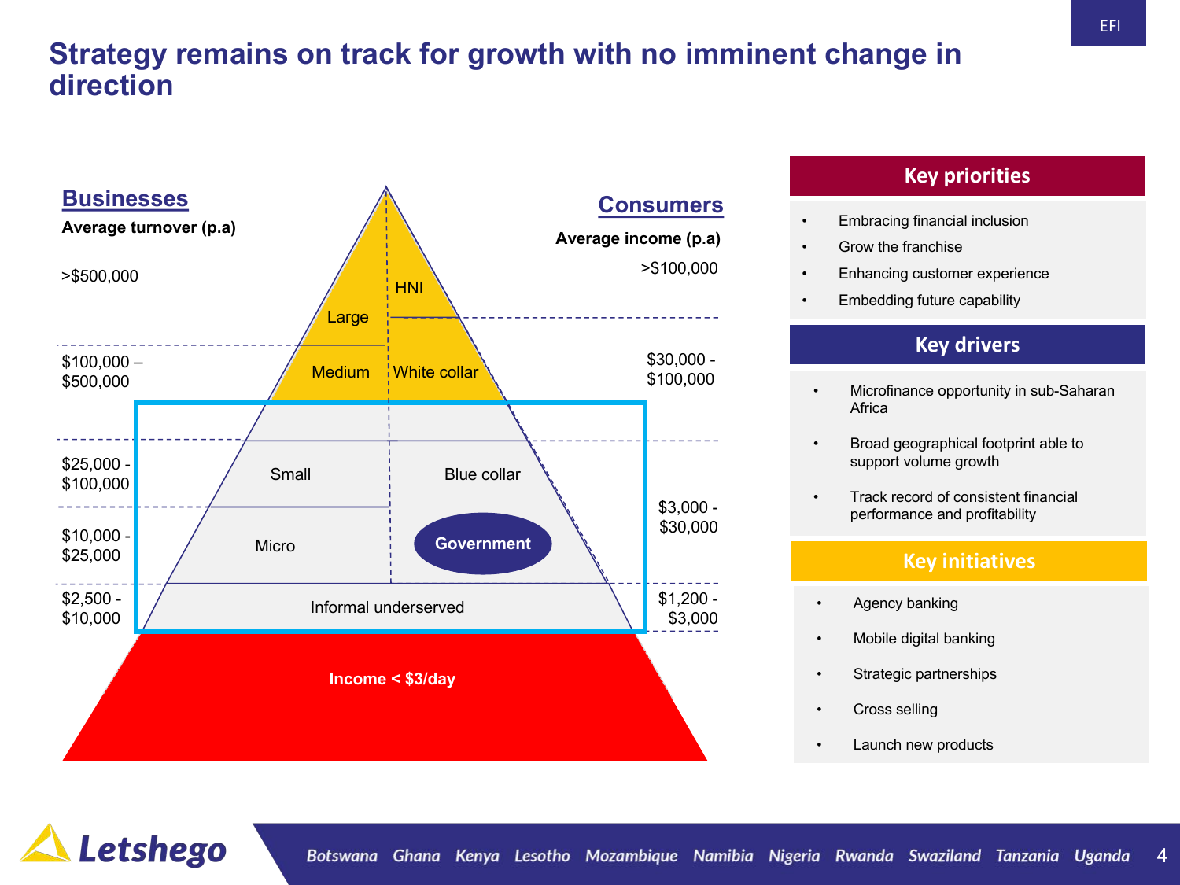# Strategy remains on track for growth with no imminent change in direction

## Businesses

**Average turnover (p.a)**

| Average turnover (p.a) | Businesses | Consumers | Average income (p.a) |
|---|---|---|---|
| >$500,000 | Large | HNI | >$100,000 |
| $100,000 – $500,000 | Medium | White collar | $30,000 - $100,000 |
| $25,000 - $100,000 | Small | Blue collar | $3,000 - $30,000 |
| $10,000 - $25,000 | Micro | Government | |
| $2,500 - $10,000 | Informal underserved | | $1,200 - $3,000 |
| | Income < $3/day | | |

## Consumers

**Average income (p.a)**

## Key priorities

- Embracing financial inclusion
- Grow the franchise
- Enhancing customer experience
- Embedding future capability

## Key drivers

- Microfinance opportunity in sub-Saharan Africa
- Broad geographical footprint able to support volume growth
- Track record of consistent financial performance and profitability

## Key initiatives

- Agency banking
- Mobile digital banking
- Strategic partnerships
- Cross selling
- Launch new products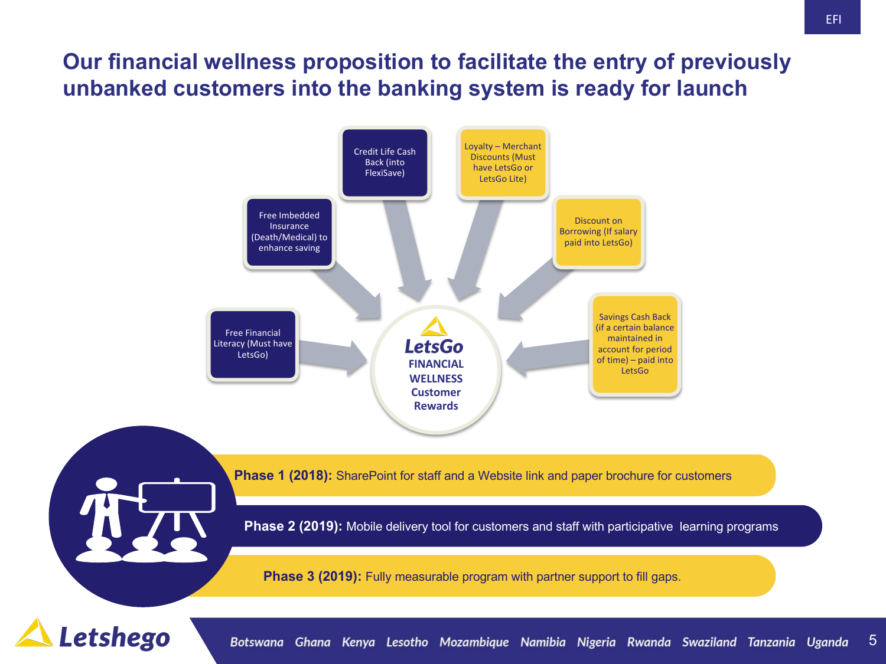# Our financial wellness proposition to facilitate the entry of previously unbanked customers into the banking system is ready for launch

**LetsGo FINANCIAL WELLNESS Customer Rewards**

- Free Financial Literacy (Must have LetsGo)
- Free Imbedded Insurance (Death/Medical) to enhance saving
- Credit Life Cash Back (into FlexiSave)
- Loyalty – Merchant Discounts (Must have LetsGo or LetsGo Lite)
- Discount on Borrowing (If salary paid into LetsGo)
- Savings Cash Back (if a certain balance maintained in account for period of time) – paid into LetsGo

**Phase 1 (2018):** SharePoint for staff and a Website link and paper brochure for customers

**Phase 2 (2019):** Mobile delivery tool for customers and staff with participative learning programs

**Phase 3 (2019):** Fully measurable program with partner support to fill gaps.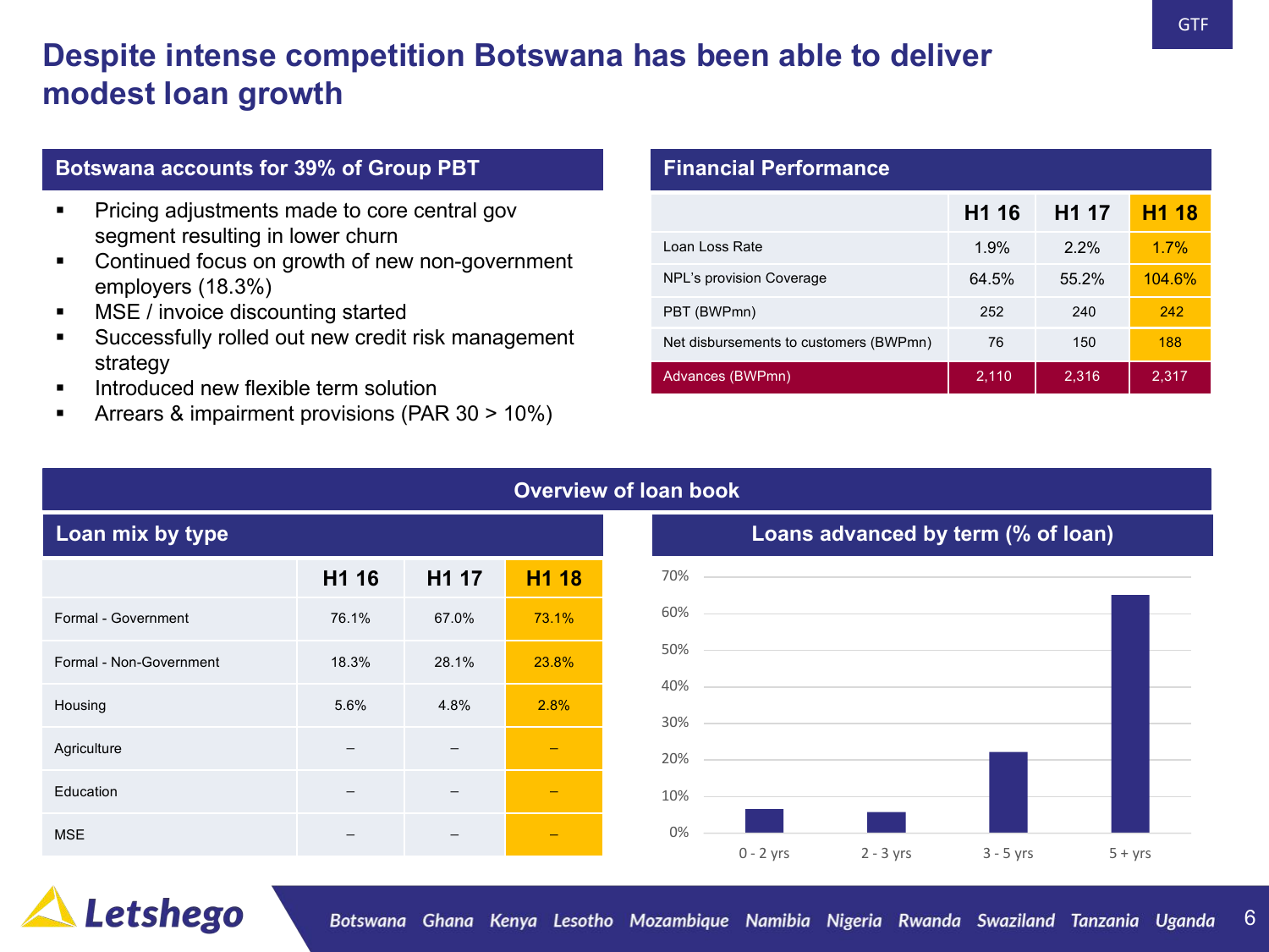# Despite intense competition Botswana has been able to deliver modest loan growth

## Botswana accounts for 39% of Group PBT

- Pricing adjustments made to core central gov segment resulting in lower churn
- Continued focus on growth of new non-government employers (18.3%)
- MSE / invoice discounting started
- Successfully rolled out new credit risk management strategy
- Introduced new flexible term solution
- Arrears & impairment provisions (PAR 30 > 10%)

## Financial Performance

| | H1 16 | H1 17 | H1 18 |
|---|---|---|---|
| Loan Loss Rate | 1.9% | 2.2% | 1.7% |
| NPL's provision Coverage | 64.5% | 55.2% | 104.6% |
| PBT (BWPmn) | 252 | 240 | 242 |
| Net disbursements to customers (BWPmn) | 76 | 150 | 188 |
| Advances (BWPmn) | 2,110 | 2,316 | 2,317 |

## Overview of loan book

### Loan mix by type

| | H1 16 | H1 17 | H1 18 |
|---|---|---|---|
| Formal - Government | 76.1% | 67.0% | 73.1% |
| Formal - Non-Government | 18.3% | 28.1% | 23.8% |
| Housing | 5.6% | 4.8% | 2.8% |
| Agriculture | – | – | – |
| Education | – | – | – |
| MSE | – | – | – |

### Loans advanced by term (% of loan)

| Term | % of loan (approx.) |
|---|---|
| 0 - 2 yrs | ~6% |
| 2 - 3 yrs | ~5% |
| 3 - 5 yrs | ~22% |
| 5 + yrs | ~65% |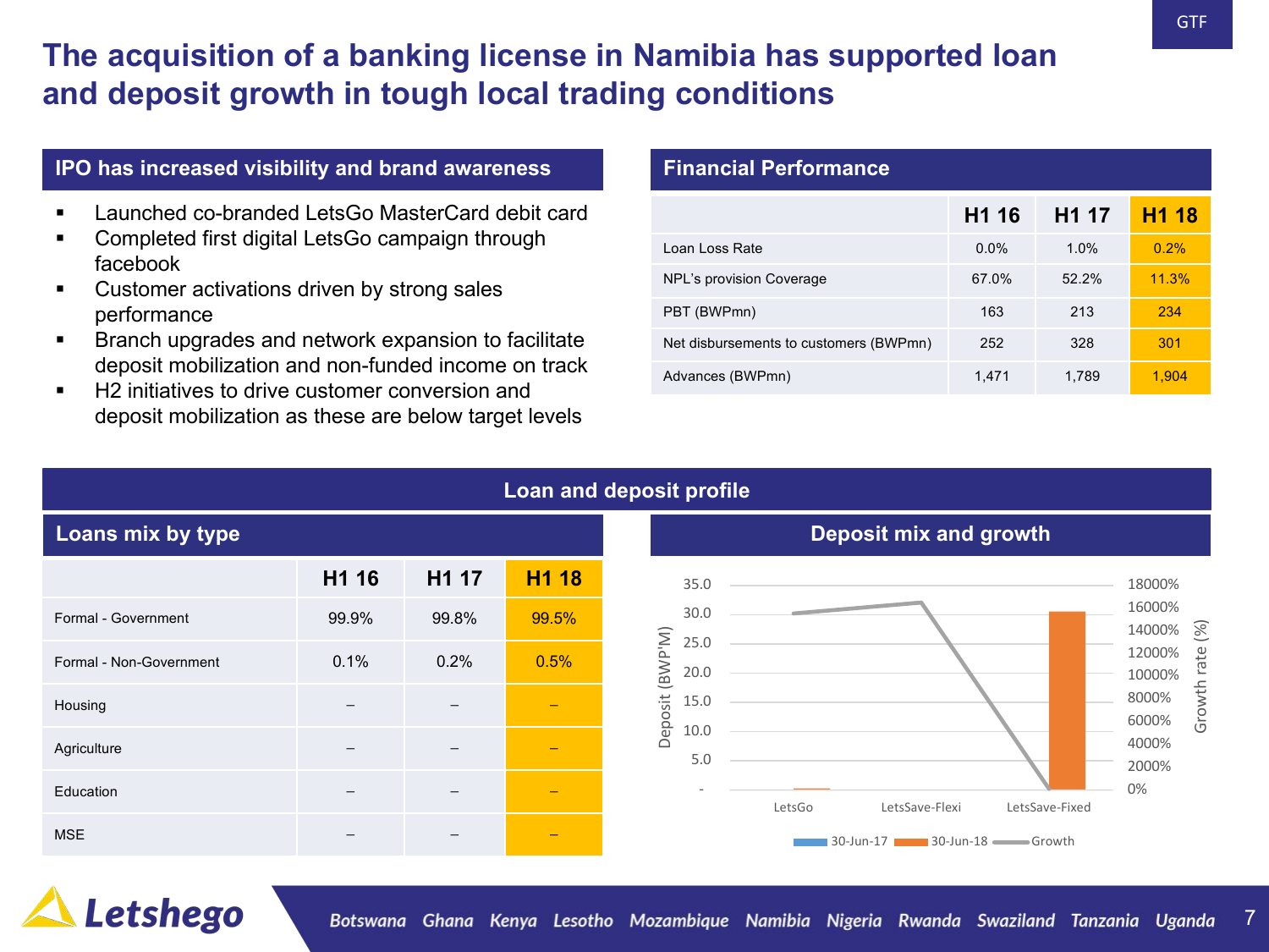# The acquisition of a banking license in Namibia has supported loan and deposit growth in tough local trading conditions

GTF

## IPO has increased visibility and brand awareness

- Launched co-branded LetsGo MasterCard debit card
- Completed first digital LetsGo campaign through facebook
- Customer activations driven by strong sales performance
- Branch upgrades and network expansion to facilitate deposit mobilization and non-funded income on track
- H2 initiatives to drive customer conversion and deposit mobilization as these are below target levels

## Financial Performance

| | H1 16 | H1 17 | H1 18 |
|---|---|---|---|
| Loan Loss Rate | 0.0% | 1.0% | 0.2% |
| NPL's provision Coverage | 67.0% | 52.2% | 11.3% |
| PBT (BWPmn) | 163 | 213 | 234 |
| Net disbursements to customers (BWPmn) | 252 | 328 | 301 |
| Advances (BWPmn) | 1,471 | 1,789 | 1,904 |

## Loan and deposit profile

### Loans mix by type

| | H1 16 | H1 17 | H1 18 |
|---|---|---|---|
| Formal - Government | 99.9% | 99.8% | 99.5% |
| Formal - Non-Government | 0.1% | 0.2% | 0.5% |
| Housing | – | – | – |
| Agriculture | – | – | – |
| Education | – | – | – |
| MSE | – | – | – |

### Deposit mix and growth

Deposit (BWP'M): 35.0, 30.0, 25.0, 20.0, 15.0, 10.0, 5.0, -

Growth rate (%): 18000%, 16000%, 14000%, 12000%, 10000%, 8000%, 6000%, 4000%, 2000%, 0%

Categories: LetsGo, LetsSave-Flexi, LetsSave-Fixed

Legend: 30-Jun-17, 30-Jun-18, Growth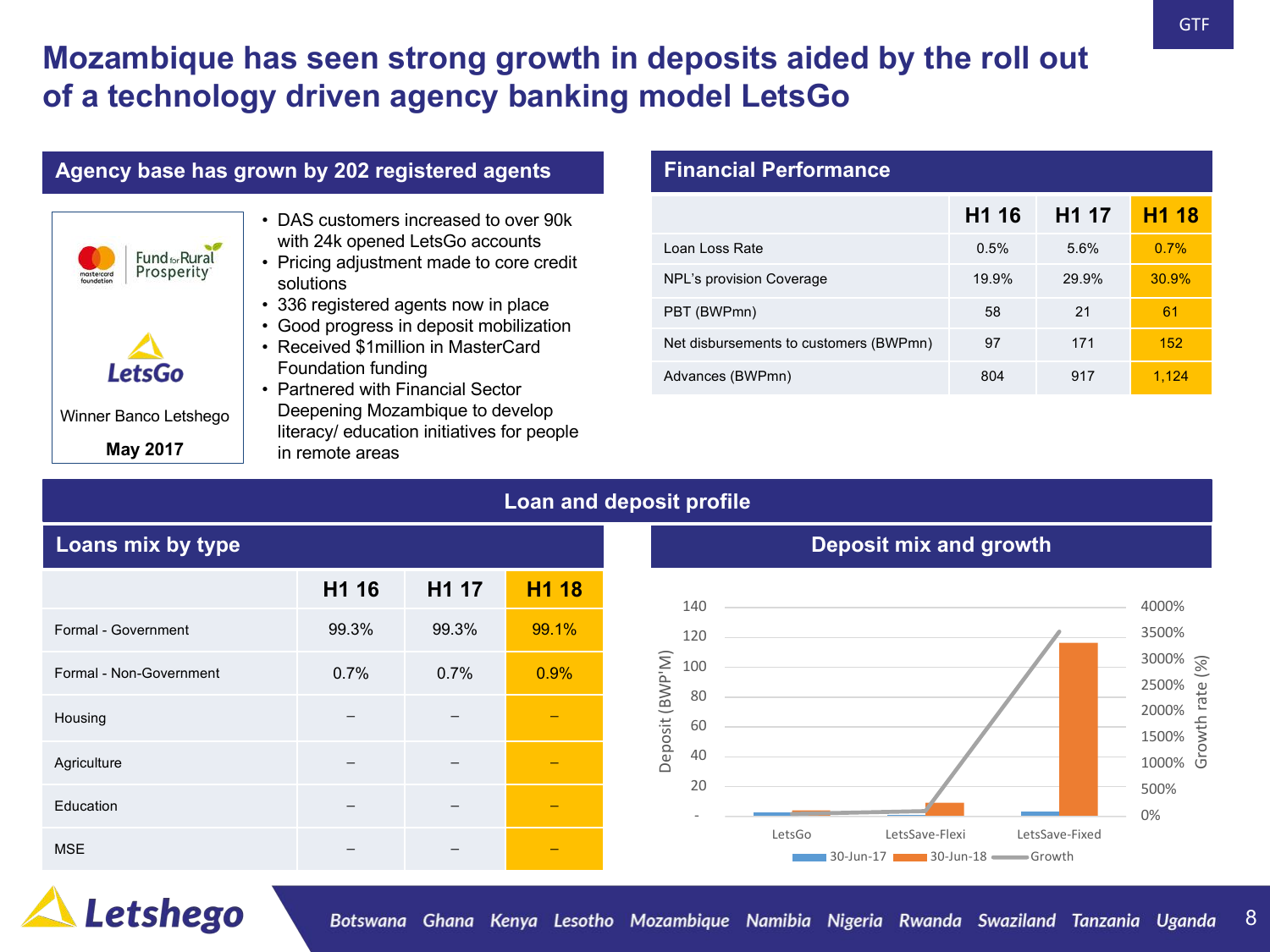# Mozambique has seen strong growth in deposits aided by the roll out of a technology driven agency banking model LetsGo

## Agency base has grown by 202 registered agents

Fund for Rural Prosperity

LetsGo

Winner Banco Letshego

**May 2017**

- DAS customers increased to over 90k with 24k opened LetsGo accounts
- Pricing adjustment made to core credit solutions
- 336 registered agents now in place
- Good progress in deposit mobilization
- Received $1million in MasterCard Foundation funding
- Partnered with Financial Sector Deepening Mozambique to develop literacy/ education initiatives for people in remote areas

## Financial Performance

| | H1 16 | H1 17 | H1 18 |
|---|---|---|---|
| Loan Loss Rate | 0.5% | 5.6% | 0.7% |
| NPL's provision Coverage | 19.9% | 29.9% | 30.9% |
| PBT (BWPmn) | 58 | 21 | 61 |
| Net disbursements to customers (BWPmn) | 97 | 171 | 152 |
| Advances (BWPmn) | 804 | 917 | 1,124 |

## Loan and deposit profile

### Loans mix by type

| | H1 16 | H1 17 | H1 18 |
|---|---|---|---|
| Formal - Government | 99.3% | 99.3% | 99.1% |
| Formal - Non-Government | 0.7% | 0.7% | 0.9% |
| Housing | – | – | – |
| Agriculture | – | – | – |
| Education | – | – | – |
| MSE | – | – | – |

### Deposit mix and growth

Deposit (BWP'M) / Growth rate (%)

Categories: LetsGo, LetsSave-Flexi, LetsSave-Fixed

Legend: 30-Jun-17, 30-Jun-18, Growth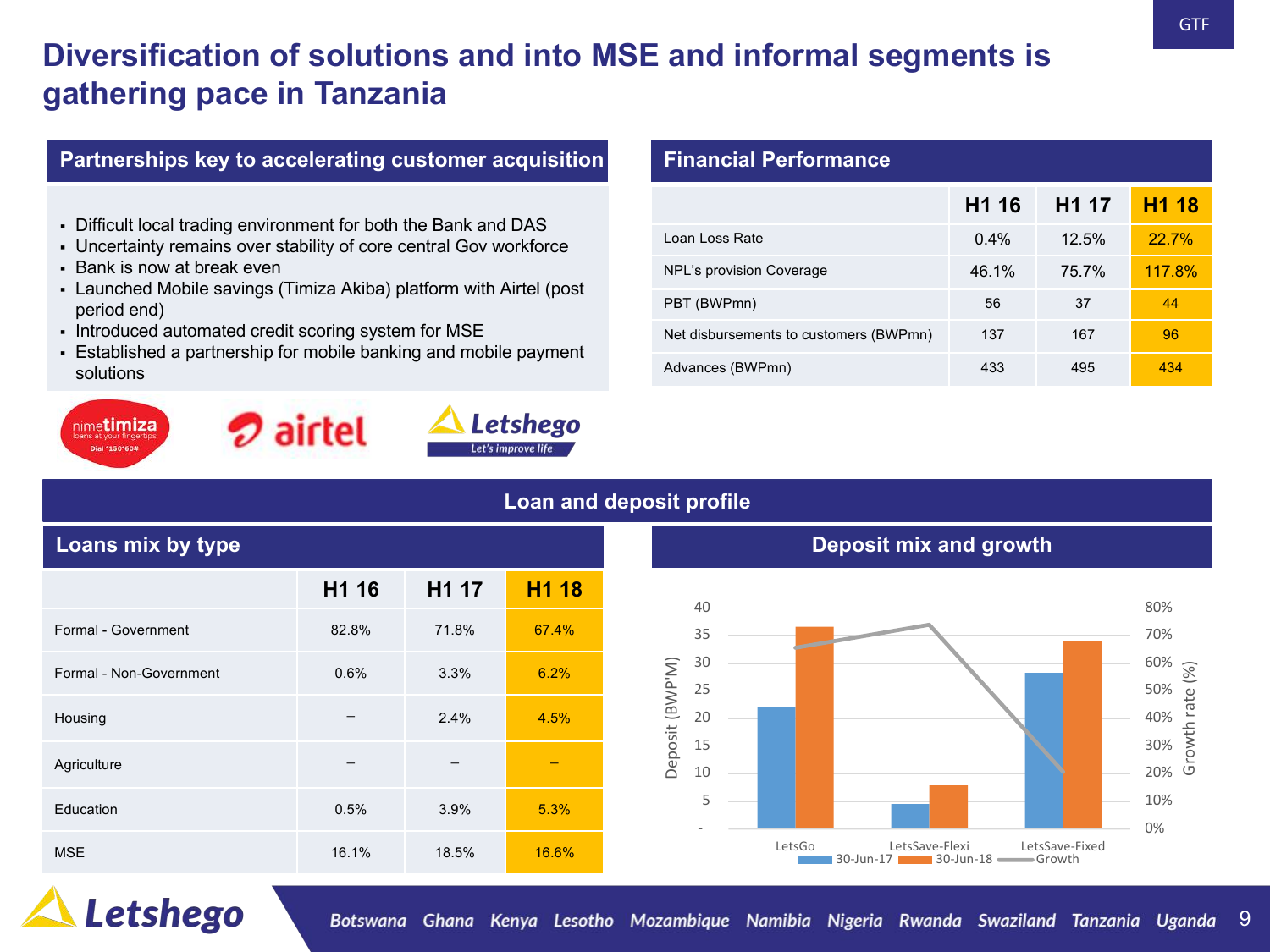# Diversification of solutions and into MSE and informal segments is gathering pace in Tanzania

## Partnerships key to accelerating customer acquisition

- Difficult local trading environment for both the Bank and DAS
- Uncertainty remains over stability of core central Gov workforce
- Bank is now at break even
- Launched Mobile savings (Timiza Akiba) platform with Airtel (post period end)
- Introduced automated credit scoring system for MSE
- Established a partnership for mobile banking and mobile payment solutions

nimetimiza — loans at your fingertips — Dial *150*60#

airtel

Letshego — Let's improve life

## Financial Performance

| | H1 16 | H1 17 | H1 18 |
|---|---|---|---|
| Loan Loss Rate | 0.4% | 12.5% | 22.7% |
| NPL's provision Coverage | 46.1% | 75.7% | 117.8% |
| PBT (BWPmn) | 56 | 37 | 44 |
| Net disbursements to customers (BWPmn) | 137 | 167 | 96 |
| Advances (BWPmn) | 433 | 495 | 434 |

## Loan and deposit profile

### Loans mix by type

| | H1 16 | H1 17 | H1 18 |
|---|---|---|---|
| Formal - Government | 82.8% | 71.8% | 67.4% |
| Formal - Non-Government | 0.6% | 3.3% | 6.2% |
| Housing | – | 2.4% | 4.5% |
| Agriculture | – | – | – |
| Education | 0.5% | 3.9% | 5.3% |
| MSE | 16.1% | 18.5% | 16.6% |

### Deposit mix and growth

Chart: Deposit (BWP'M) by product (LetsGo, LetsSave-Flexi, LetsSave-Fixed) for 30-Jun-17 and 30-Jun-18, with Growth rate (%) on secondary axis.

| | 30-Jun-17 | 30-Jun-18 | Growth |
|---|---|---|---|
| LetsGo | ~22 | ~36.5 | ~65% |
| LetsSave-Flexi | ~4.5 | ~7.8 | ~74% |
| LetsSave-Fixed | ~28.3 | ~34 | ~20% |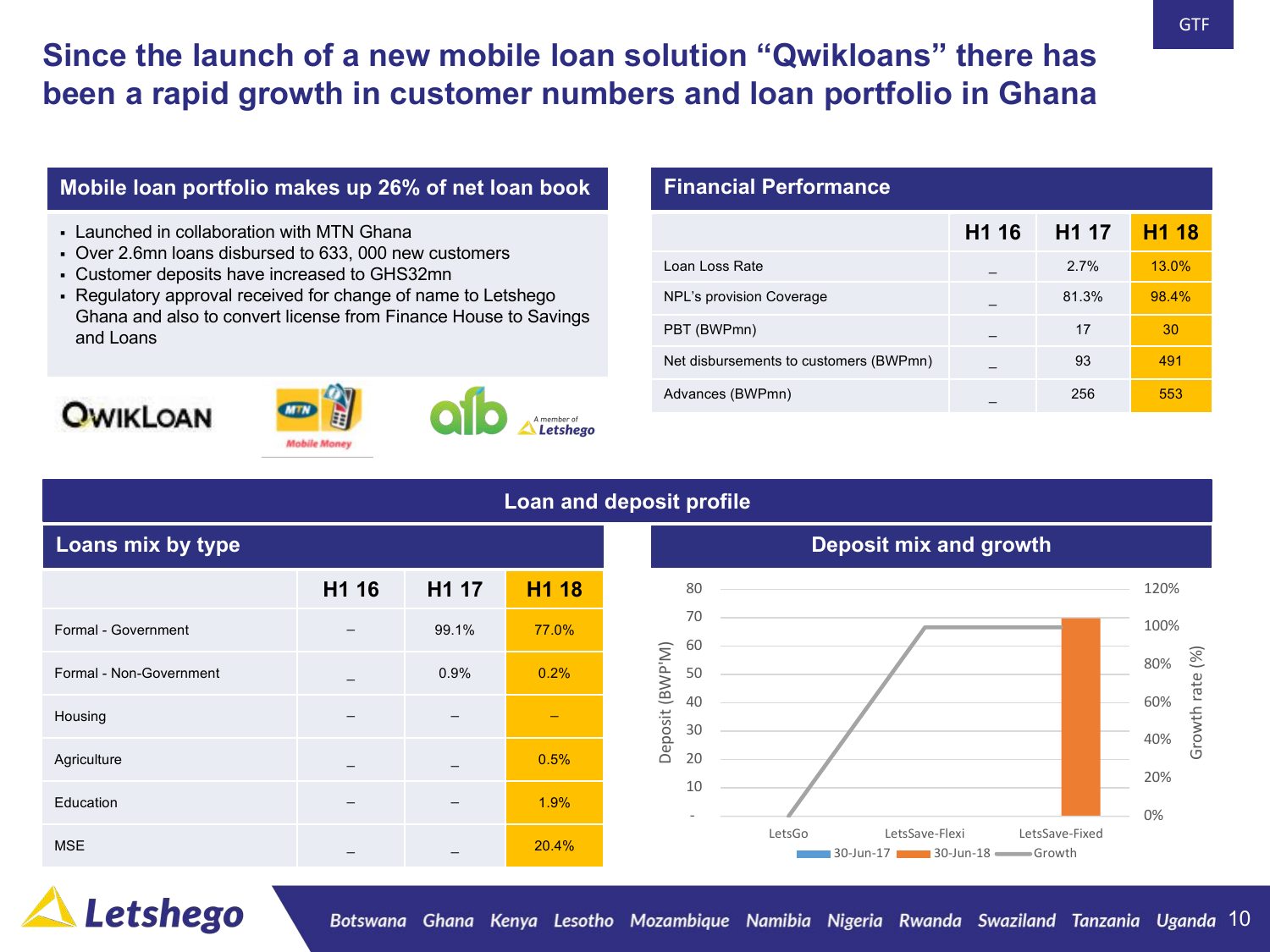# Since the launch of a new mobile loan solution "Qwikloans" there has been a rapid growth in customer numbers and loan portfolio in Ghana

## Mobile loan portfolio makes up 26% of net loan book

- Launched in collaboration with MTN Ghana
- Over 2.6mn loans disbursed to 633, 000 new customers
- Customer deposits have increased to GHS32mn
- Regulatory approval received for change of name to Letshego Ghana and also to convert license from Finance House to Savings and Loans

## Financial Performance

| | H1 16 | H1 17 | H1 18 |
|---|---|---|---|
| Loan Loss Rate | _ | 2.7% | 13.0% |
| NPL's provision Coverage | _ | 81.3% | 98.4% |
| PBT (BWPmn) | _ | 17 | 30 |
| Net disbursements to customers (BWPmn) | _ | 93 | 491 |
| Advances (BWPmn) | _ | 256 | 553 |

## Loan and deposit profile

### Loans mix by type

| | H1 16 | H1 17 | H1 18 |
|---|---|---|---|
| Formal - Government | – | 99.1% | 77.0% |
| Formal - Non-Government | _ | 0.9% | 0.2% |
| Housing | – | – | – |
| Agriculture | _ | _ | 0.5% |
| Education | – | – | 1.9% |
| MSE | _ | _ | 20.4% |

### Deposit mix and growth

Deposit (BWP'M): 0–80; Growth rate (%): 0%–120%

Categories: LetsGo, LetsSave-Flexi, LetsSave-Fixed

Legend: 30-Jun-17, 30-Jun-18, Growth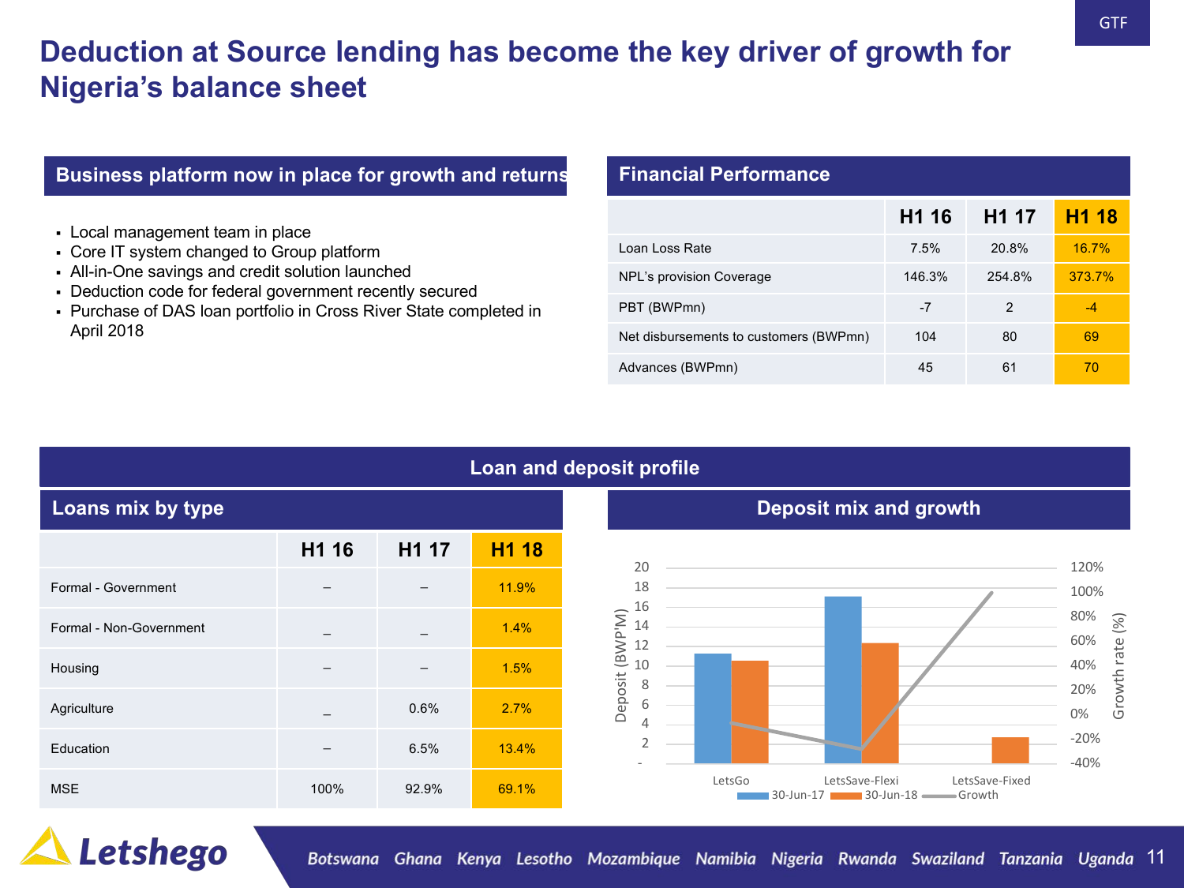# Deduction at Source lending has become the key driver of growth for Nigeria's balance sheet

## Business platform now in place for growth and returns

- Local management team in place
- Core IT system changed to Group platform
- All-in-One savings and credit solution launched
- Deduction code for federal government recently secured
- Purchase of DAS loan portfolio in Cross River State completed in April 2018

## Financial Performance

| | H1 16 | H1 17 | H1 18 |
|---|---|---|---|
| Loan Loss Rate | 7.5% | 20.8% | 16.7% |
| NPL's provision Coverage | 146.3% | 254.8% | 373.7% |
| PBT (BWPmn) | -7 | 2 | -4 |
| Net disbursements to customers (BWPmn) | 104 | 80 | 69 |
| Advances (BWPmn) | 45 | 61 | 70 |

## Loan and deposit profile

### Loans mix by type

| | H1 16 | H1 17 | H1 18 |
|---|---|---|---|
| Formal - Government | – | – | 11.9% |
| Formal - Non-Government | _ | _ | 1.4% |
| Housing | – | – | 1.5% |
| Agriculture | _ | 0.6% | 2.7% |
| Education | – | 6.5% | 13.4% |
| MSE | 100% | 92.9% | 69.1% |

### Deposit mix and growth

Deposit (BWP'M) / Growth rate (%)

| | 30-Jun-17 | 30-Jun-18 | Growth |
|---|---|---|---|
| LetsGo | ~11.3 | ~10.6 | ~-8% |
| LetsSave-Flexi | ~17.1 | ~12.4 | ~-28% |
| LetsSave-Fixed | – | ~2.7 | ~100% |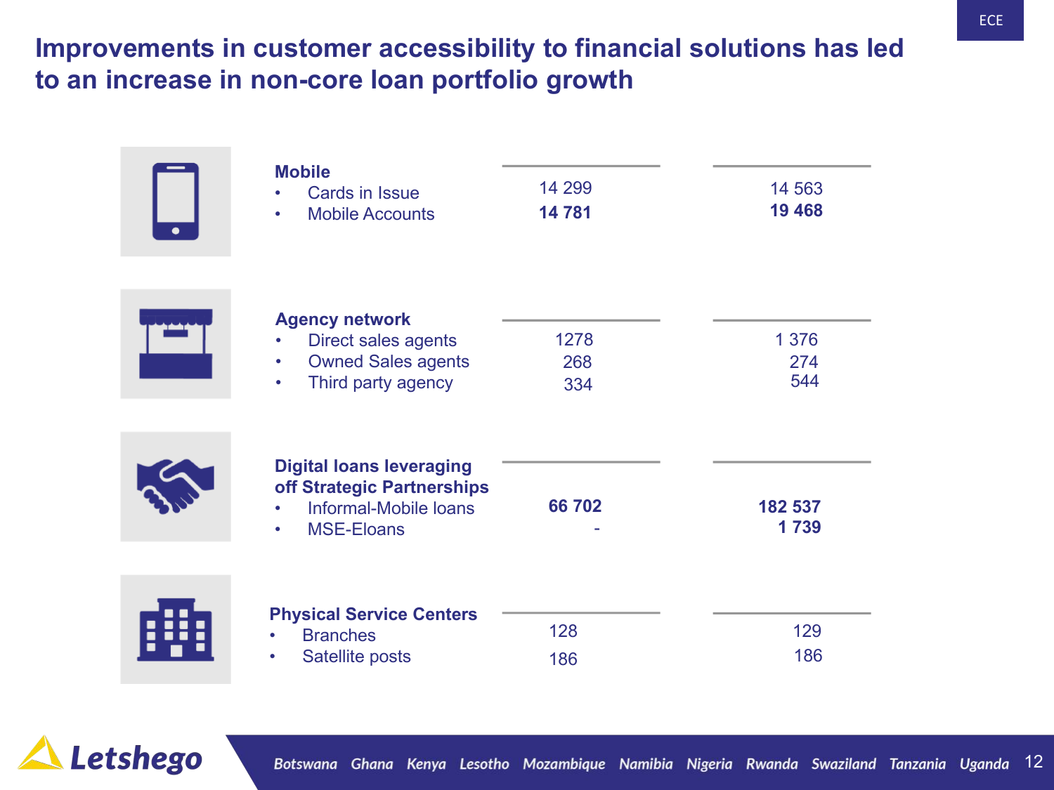# Improvements in customer accessibility to financial solutions has led to an increase in non-core loan portfolio growth

| | | |
|---|---|---|
| **Mobile** | | |
| • Cards in Issue | 14 299 | 14 563 |
| • Mobile Accounts | **14 781** | **19 468** |
| **Agency network** | | |
| • Direct sales agents | 1278 | 1 376 |
| • Owned Sales agents | 268 | 274 |
| • Third party agency | 334 | 544 |
| **Digital loans leveraging off Strategic Partnerships** | | |
| • Informal-Mobile loans | **66 702** | **182 537** |
| • MSE-Eloans | - | **1 739** |
| **Physical Service Centers** | | |
| • Branches | 128 | 129 |
| • Satellite posts | 186 | 186 |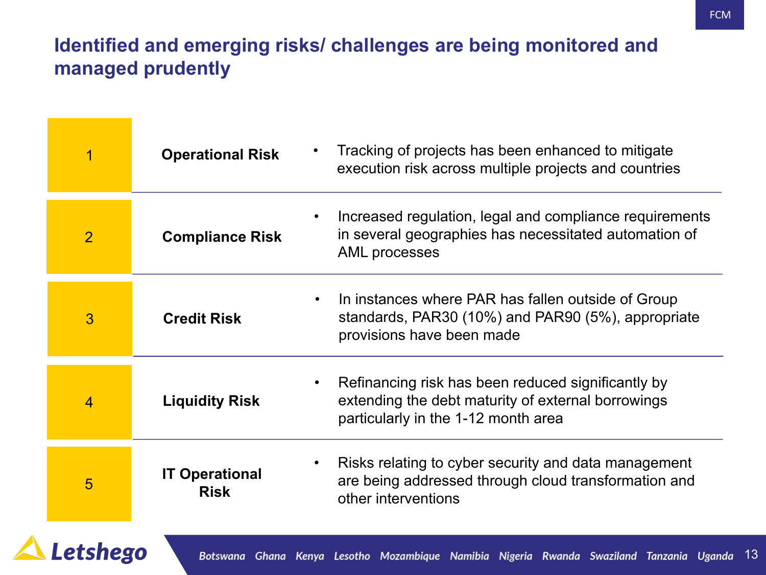# Identified and emerging risks/ challenges are being monitored and managed prudently

| # | Risk | Description |
|---|---|---|
| 1 | **Operational Risk** | • Tracking of projects has been enhanced to mitigate execution risk across multiple projects and countries |
| 2 | **Compliance Risk** | • Increased regulation, legal and compliance requirements in several geographies has necessitated automation of AML processes |
| 3 | **Credit Risk** | • In instances where PAR has fallen outside of Group standards, PAR30 (10%) and PAR90 (5%), appropriate provisions have been made |
| 4 | **Liquidity Risk** | • Refinancing risk has been reduced significantly by extending the debt maturity of external borrowings particularly in the 1-12 month area |
| 5 | **IT Operational Risk** | • Risks relating to cyber security and data management are being addressed through cloud transformation and other interventions |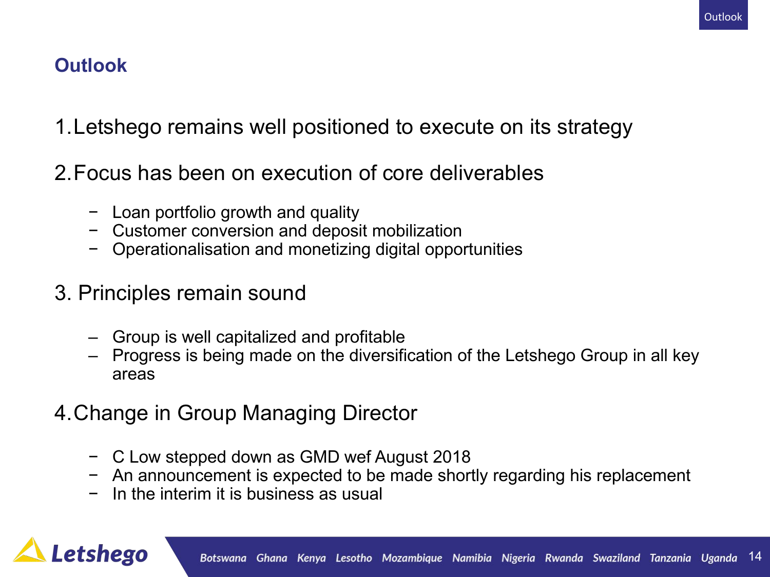## Outlook

1. Letshego remains well positioned to execute on its strategy

2. Focus has been on execution of core deliverables

   - Loan portfolio growth and quality
   - Customer conversion and deposit mobilization
   - Operationalisation and monetizing digital opportunities

3. Principles remain sound

   - Group is well capitalized and profitable
   - Progress is being made on the diversification of the Letshego Group in all key areas

4. Change in Group Managing Director

   - C Low stepped down as GMD wef August 2018
   - An announcement is expected to be made shortly regarding his replacement
   - In the interim it is business as usual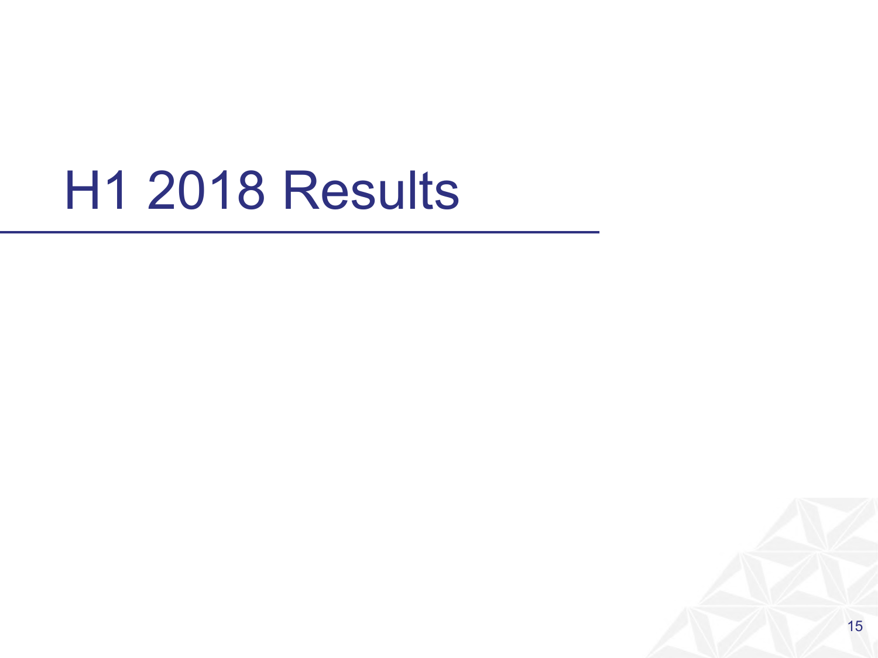# H1 2018 Results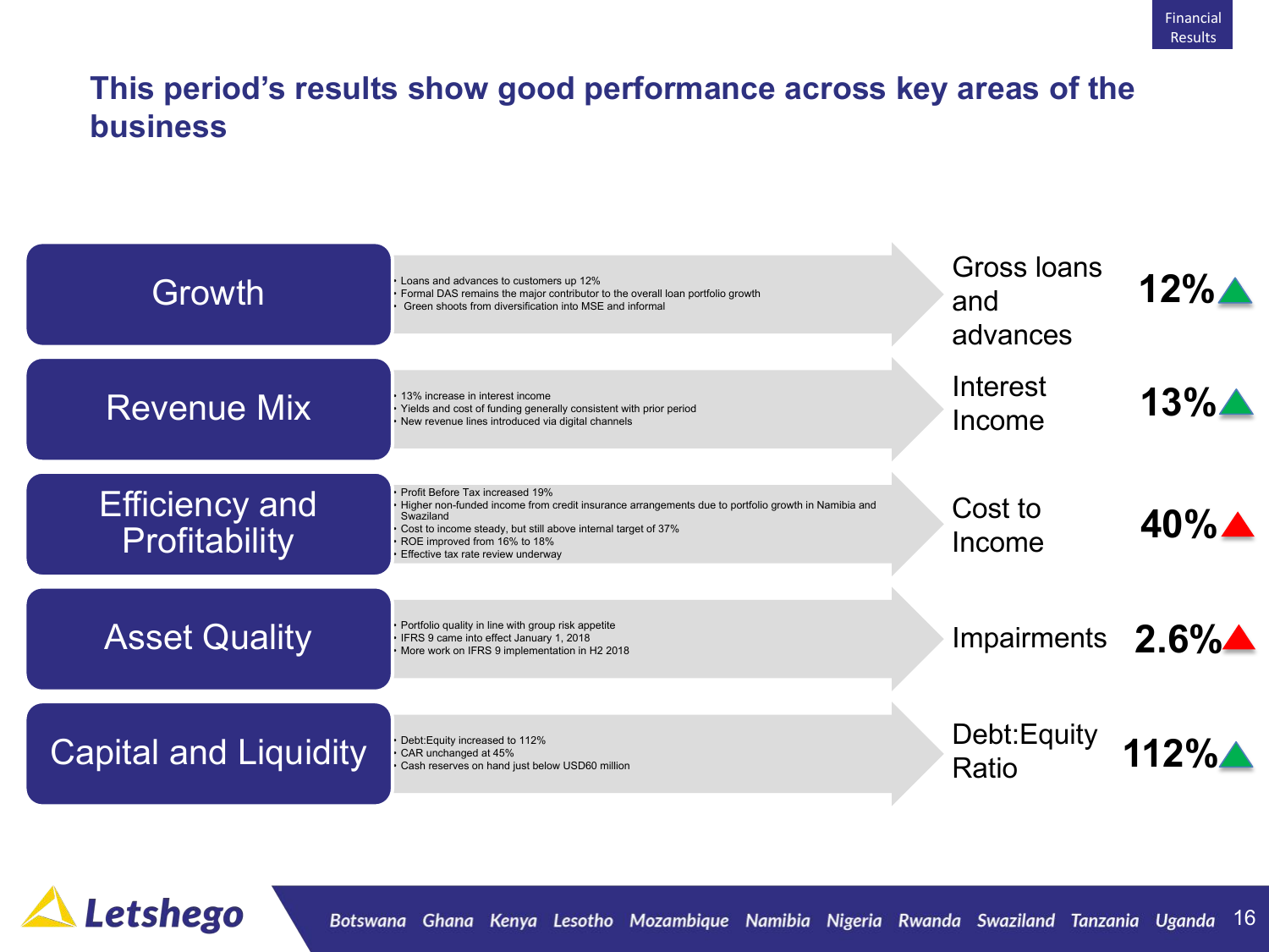# This period's results show good performance across key areas of the business

## Growth

- Loans and advances to customers up 12%
- Formal DAS remains the major contributor to the overall loan portfolio growth
- Green shoots from diversification into MSE and informal

**Gross loans and advances: 12%** ▲

## Revenue Mix

- 13% increase in interest income
- Yields and cost of funding generally consistent with prior period
- New revenue lines introduced via digital channels

**Interest Income: 13%** ▲

## Efficiency and Profitability

- Profit Before Tax increased 19%
- Higher non-funded income from credit insurance arrangements due to portfolio growth in Namibia and Swaziland
- Cost to income steady, but still above internal target of 37%
- ROE improved from 16% to 18%
- Effective tax rate review underway

**Cost to Income: 40%** ▲

## Asset Quality

- Portfolio quality in line with group risk appetite
- IFRS 9 came into effect January 1, 2018
- More work on IFRS 9 implementation in H2 2018

**Impairments: 2.6%** ▲

## Capital and Liquidity

- Debt:Equity increased to 112%
- CAR unchanged at 45%
- Cash reserves on hand just below USD60 million

**Debt:Equity Ratio: 112%** ▲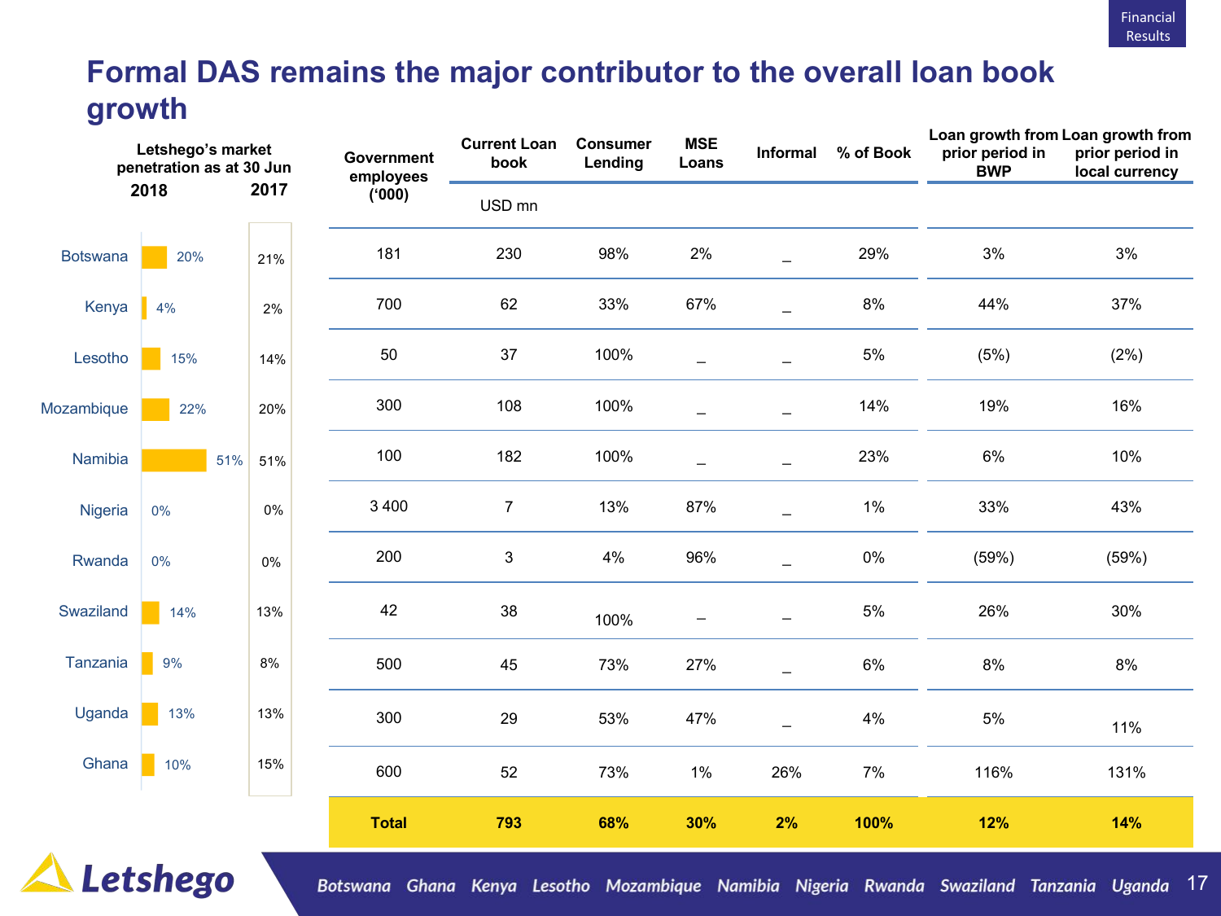# Formal DAS remains the major contributor to the overall loan book growth

| Country | Letshego's market penetration as at 30 Jun 2018 | 2017 | Government employees ('000) | Current Loan book USD mn | Consumer Lending | MSE Loans | Informal | % of Book | Loan growth from prior period in BWP | Loan growth from prior period in local currency |
|---|---|---|---|---|---|---|---|---|---|---|
| Botswana | 20% | 21% | 181 | 230 | 98% | 2% | _ | 29% | 3% | 3% |
| Kenya | 4% | 2% | 700 | 62 | 33% | 67% | _ | 8% | 44% | 37% |
| Lesotho | 15% | 14% | 50 | 37 | 100% | _ | _ | 5% | (5%) | (2%) |
| Mozambique | 22% | 20% | 300 | 108 | 100% | _ | _ | 14% | 19% | 16% |
| Namibia | 51% | 51% | 100 | 182 | 100% | _ | _ | 23% | 6% | 10% |
| Nigeria | 0% | 0% | 3 400 | 7 | 13% | 87% | _ | 1% | 33% | 43% |
| Rwanda | 0% | 0% | 200 | 3 | 4% | 96% | _ | 0% | (59%) | (59%) |
| Swaziland | 14% | 13% | 42 | 38 | 100% | – | – | 5% | 26% | 30% |
| Tanzania | 9% | 8% | 500 | 45 | 73% | 27% | _ | 6% | 8% | 8% |
| Uganda | 13% | 13% | 300 | 29 | 53% | 47% | _ | 4% | 5% | 11% |
| Ghana | 10% | 15% | 600 | 52 | 73% | 1% | 26% | 7% | 116% | 131% |
| **Total** | | | | **793** | **68%** | **30%** | **2%** | **100%** | **12%** | **14%** |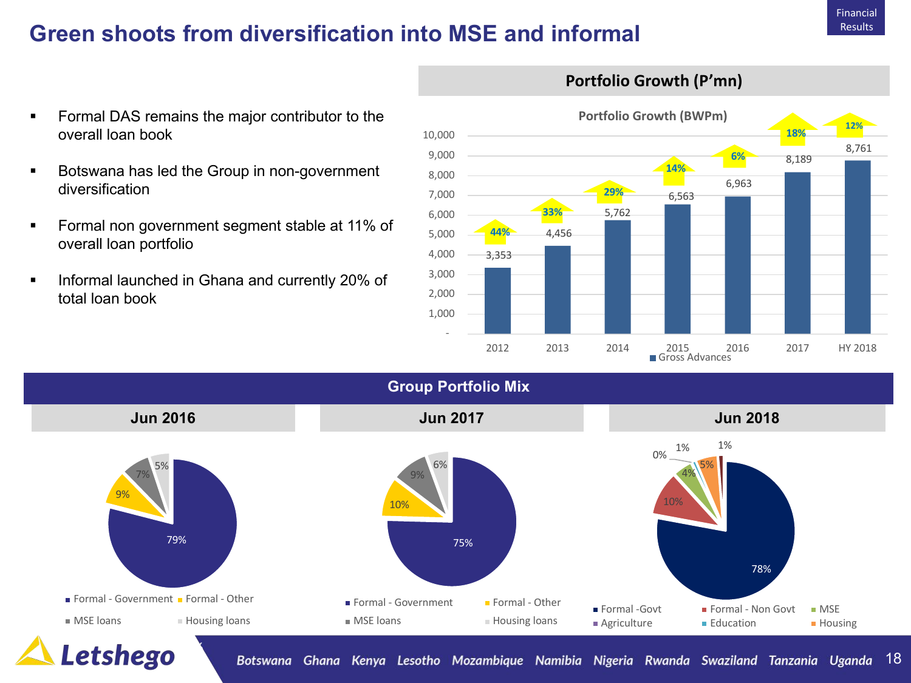# Green shoots from diversification into MSE and informal

- Formal DAS remains the major contributor to the overall loan book
- Botswana has led the Group in non-government diversification
- Formal non government segment stable at 11% of overall loan portfolio
- Informal launched in Ghana and currently 20% of total loan book

## Portfolio Growth (P'mn)

Portfolio Growth (BWPm)

| | 2012 | 2013 | 2014 | 2015 | 2016 | 2017 | HY 2018 |
|---|---|---|---|---|---|---|---|
| Gross Advances | 3,353 | 4,456 | 5,762 | 6,563 | 6,963 | 8,189 | 8,761 |
| Growth | 44% | 33% | 29% | 14% | 6% | 18% | 12% |

## Group Portfolio Mix

**Jun 2016**

| Segment | Share |
|---|---|
| Formal - Government | 79% |
| Formal - Other | 9% |
| MSE loans | 7% |
| Housing loans | 5% |

**Jun 2017**

| Segment | Share |
|---|---|
| Formal - Government | 75% |
| Formal - Other | 10% |
| MSE loans | 9% |
| Housing loans | 6% |

**Jun 2018**

| Segment | Share |
|---|---|
| Formal -Govt | 78% |
| Formal - Non Govt | 10% |
| MSE | 4% |
| Agriculture | 0% |
| Education | 1% |
| Housing | 5% |
| (unlabelled) | 1% |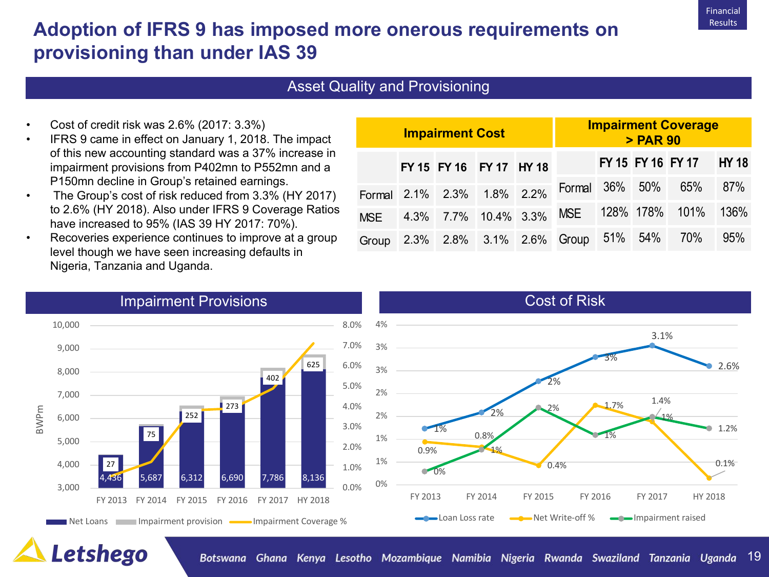# Adoption of IFRS 9 has imposed more onerous requirements on provisioning than under IAS 39

## Asset Quality and Provisioning

- Cost of credit risk was 2.6% (2017: 3.3%)
- IFRS 9 came in effect on January 1, 2018. The impact of this new accounting standard was a 37% increase in impairment provisions from P402mn to P552mn and a P150mn decline in Group's retained earnings.
- The Group's cost of risk reduced from 3.3% (HY 2017) to 2.6% (HY 2018). Also under IFRS 9 Coverage Ratios have increased to 95% (IAS 39 HY 2017: 70%).
- Recoveries experience continues to improve at a group level though we have seen increasing defaults in Nigeria, Tanzania and Uganda.

**Impairment Cost**

| | FY 15 | FY 16 | FY 17 | HY 18 |
|---|---|---|---|---|
| Formal | 2.1% | 2.3% | 1.8% | 2.2% |
| MSE | 4.3% | 7.7% | 10.4% | 3.3% |
| Group | 2.3% | 2.8% | 3.1% | 2.6% |

**Impairment Coverage > PAR 90**

| | FY 15 | FY 16 | FY 17 | HY 18 |
|---|---|---|---|---|
| Formal | 36% | 50% | 65% | 87% |
| MSE | 128% | 178% | 101% | 136% |
| Group | 51% | 54% | 70% | 95% |

### Impairment Provisions

BWPm

| | FY 2013 | FY 2014 | FY 2015 | FY 2016 | FY 2017 | HY 2018 |
|---|---|---|---|---|---|---|
| Net Loans | 4,436 | 5,687 | 6,312 | 6,690 | 7,786 | 8,136 |
| Impairment provision | 27 | 75 | 252 | 273 | 402 | 625 |

Net Loans · Impairment provision · Impairment Coverage %

### Cost of Risk

| | FY 2013 | FY 2014 | FY 2015 | FY 2016 | FY 2017 | HY 2018 |
|---|---|---|---|---|---|---|
| Loan Loss rate | 1% | 2% | 2% | 3% | 3.1% | 2.6% |
| Net Write-off % | 0.9% | 0.8% | 0.4% | 1.7% | 1.4% | 0.1% |
| Impairment raised | 0% | 1% | 2% | 1% | 1% | 1.2% |

Botswana Ghana Kenya Lesotho Mozambique Namibia Nigeria Rwanda Swaziland Tanzania Uganda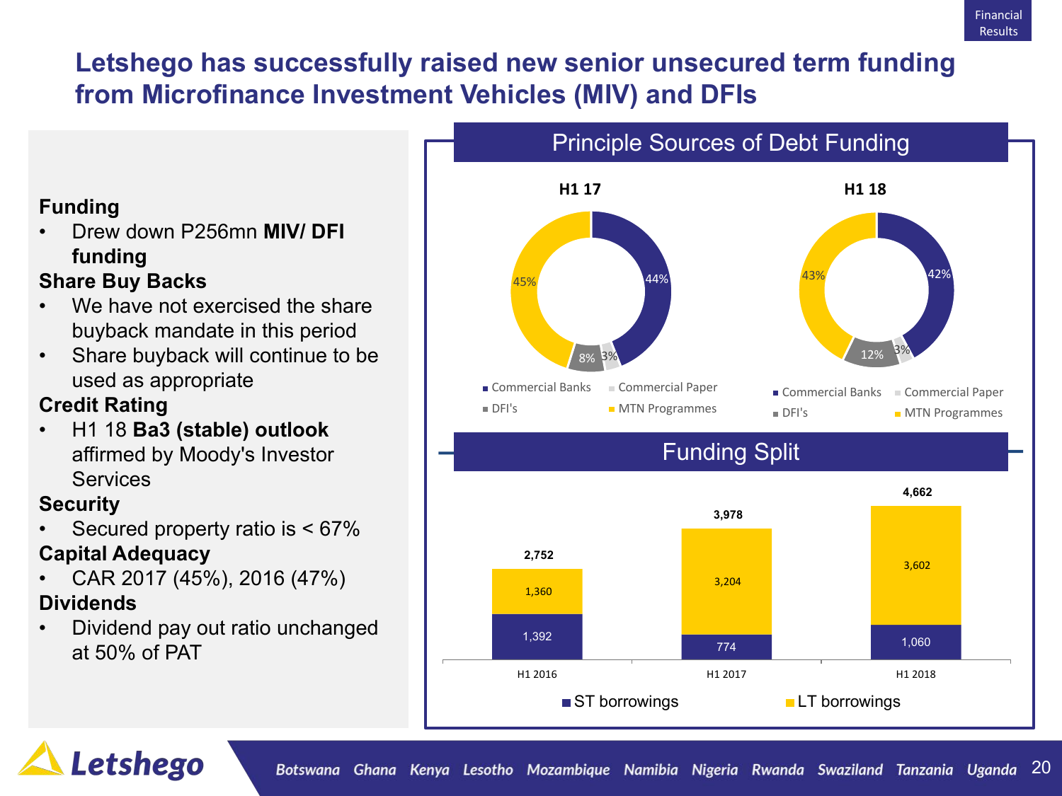# Letshego has successfully raised new senior unsecured term funding from Microfinance Investment Vehicles (MIV) and DFIs

**Funding**
- Drew down P256mn **MIV/ DFI funding**

**Share Buy Backs**
- We have not exercised the share buyback mandate in this period
- Share buyback will continue to be used as appropriate

**Credit Rating**
- H1 18 **Ba3 (stable) outlook** affirmed by Moody's Investor Services

**Security**
- Secured property ratio is < 67%

**Capital Adequacy**
- CAR 2017 (45%), 2016 (47%)

**Dividends**
- Dividend pay out ratio unchanged at 50% of PAT

## Principle Sources of Debt Funding

| Source | H1 17 | H1 18 |
|---|---|---|
| Commercial Banks | 44% | 42% |
| Commercial Paper | 3% | 3% |
| DFI's | 8% | 12% |
| MTN Programmes | 45% | 43% |

## Funding Split

| | H1 2016 | H1 2017 | H1 2018 |
|---|---|---|---|
| ST borrowings | 1,392 | 774 | 1,060 |
| LT borrowings | 1,360 | 3,204 | 3,602 |
| Total | 2,752 | 3,978 | 4,662 |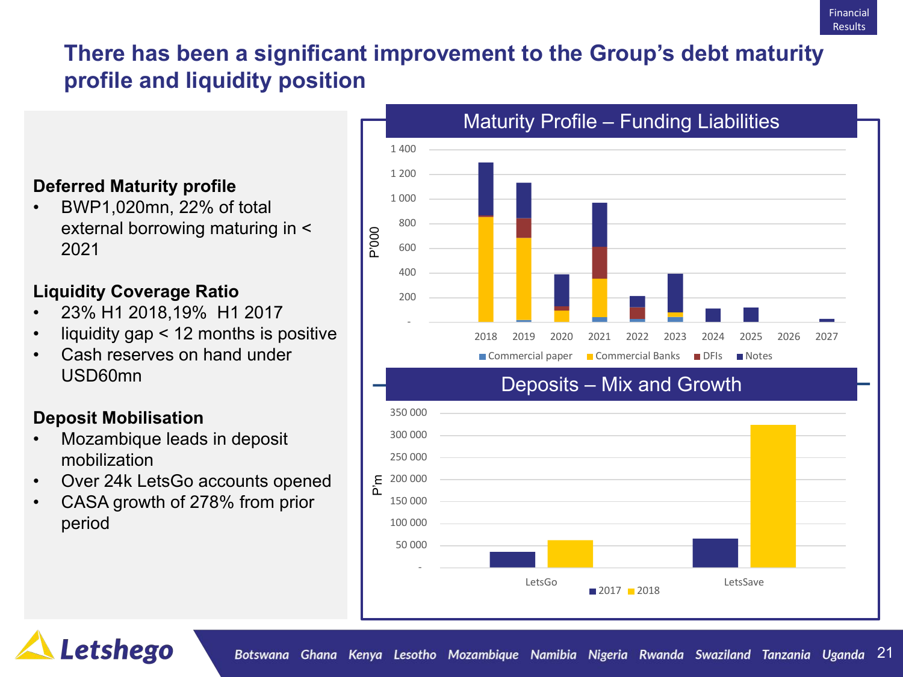# There has been a significant improvement to the Group's debt maturity profile and liquidity position

**Deferred Maturity profile**

- BWP1,020mn, 22% of total external borrowing maturing in < 2021

**Liquidity Coverage Ratio**

- 23% H1 2018,19%  H1 2017
- liquidity gap < 12 months is positive
- Cash reserves on hand under USD60mn

**Deposit Mobilisation**

- Mozambique leads in deposit mobilization
- Over 24k LetsGo accounts opened
- CASA growth of 278% from prior period

## Maturity Profile – Funding Liabilities

P'000

Legend: Commercial paper, Commercial Banks, DFIs, Notes

Years: 2018, 2019, 2020, 2021, 2022, 2023, 2024, 2025, 2026, 2027

## Deposits – Mix and Growth

P'm

Legend: 2017, 2018

Categories: LetsGo, LetsSave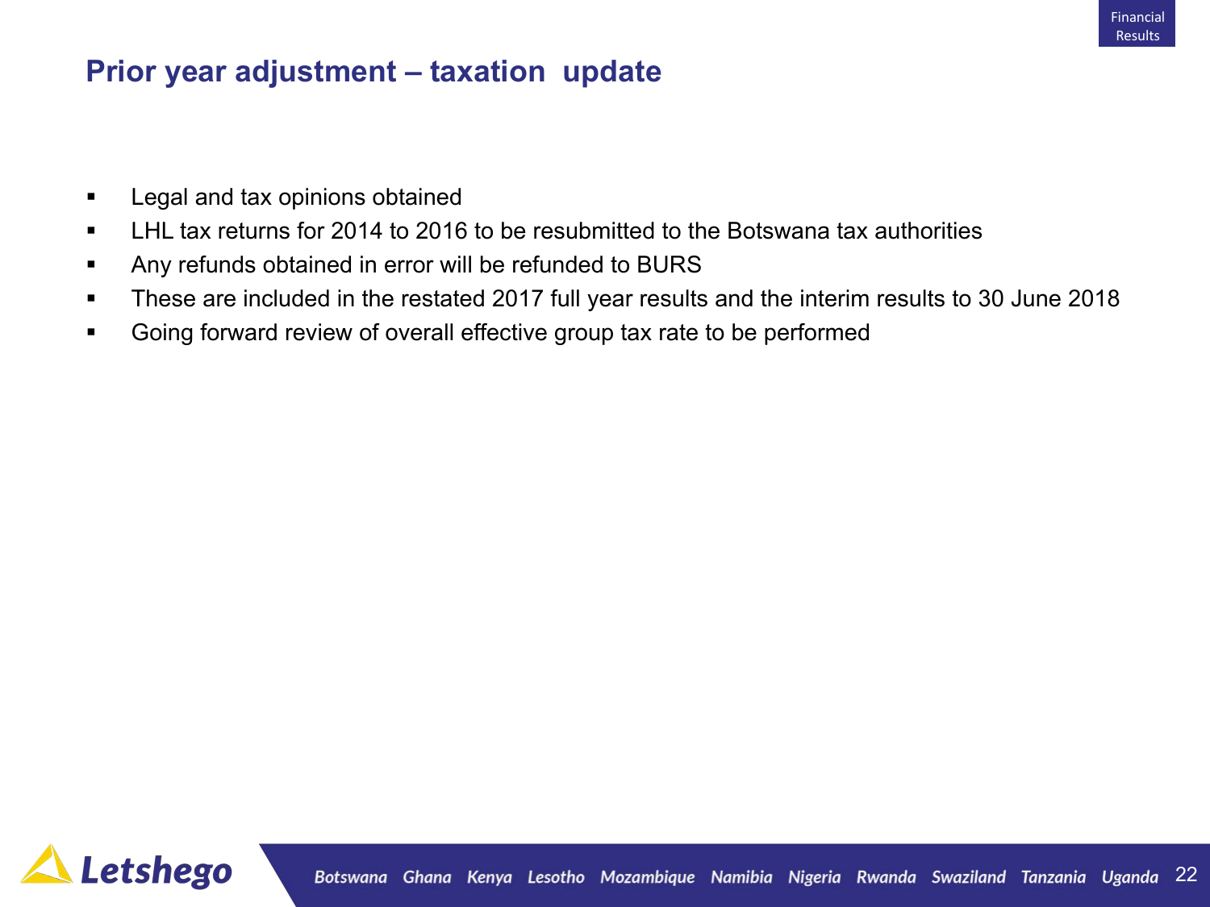# Prior year adjustment – taxation update

- Legal and tax opinions obtained
- LHL tax returns for 2014 to 2016 to be resubmitted to the Botswana tax authorities
- Any refunds obtained in error will be refunded to BURS
- These are included in the restated 2017 full year results and the interim results to 30 June 2018
- Going forward review of overall effective group tax rate to be performed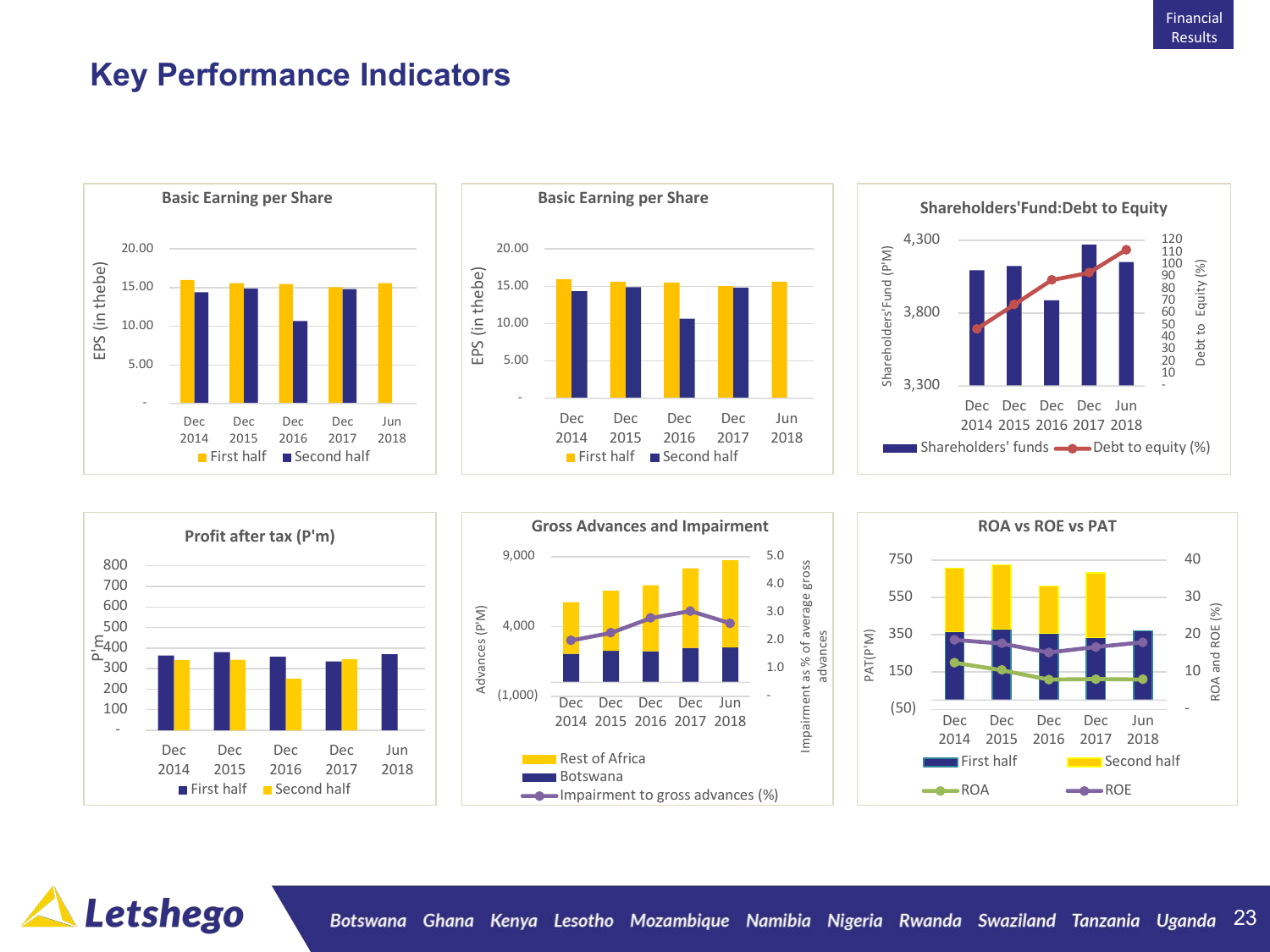# Key Performance Indicators

**Basic Earning per Share**

EPS (in thebe)

20.00
15.00
10.00
5.00
-

Dec 2014 Dec 2015 Dec 2016 Dec 2017 Jun 2018

First half Second half

**Basic Earning per Share**

EPS (in thebe)

20.00
15.00
10.00
5.00
-

Dec 2014 Dec 2015 Dec 2016 Dec 2017 Jun 2018

First half Second half

**Shareholders'Fund:Debt to Equity**

Shareholders'Fund (P'M)

4,300
3,800
3,300

Debt to Equity (%)

120 110 100 90 80 70 60 50 40 30 20 10 -

Dec 2014 Dec 2015 Dec 2016 Dec 2017 Jun 2018

Shareholders' funds Debt to equity (%)

**Profit after tax (P'm)**

P'm

800
700
600
500
400
300
200
100
-

Dec 2014 Dec 2015 Dec 2016 Dec 2017 Jun 2018

First half Second half

**Gross Advances and Impairment**

Advances (P'M)

9,000
4,000
(1,000)

Impairment as % of average gross advances

5.0 4.0 3.0 2.0 1.0 -

Dec 2014 Dec 2015 Dec 2016 Dec 2017 Jun 2018

Rest of Africa
Botswana
Impairment to gross advances (%)

**ROA vs ROE vs PAT**

PAT(P'M)

750
550
350
150
(50)

ROA and ROE (%)

40 30 20 10 -

Dec 2014 Dec 2015 Dec 2016 Dec 2017 Jun 2018

First half Second half
ROA ROE

Letshego

Botswana Ghana Kenya Lesotho Mozambique Namibia Nigeria Rwanda Swaziland Tanzania Uganda